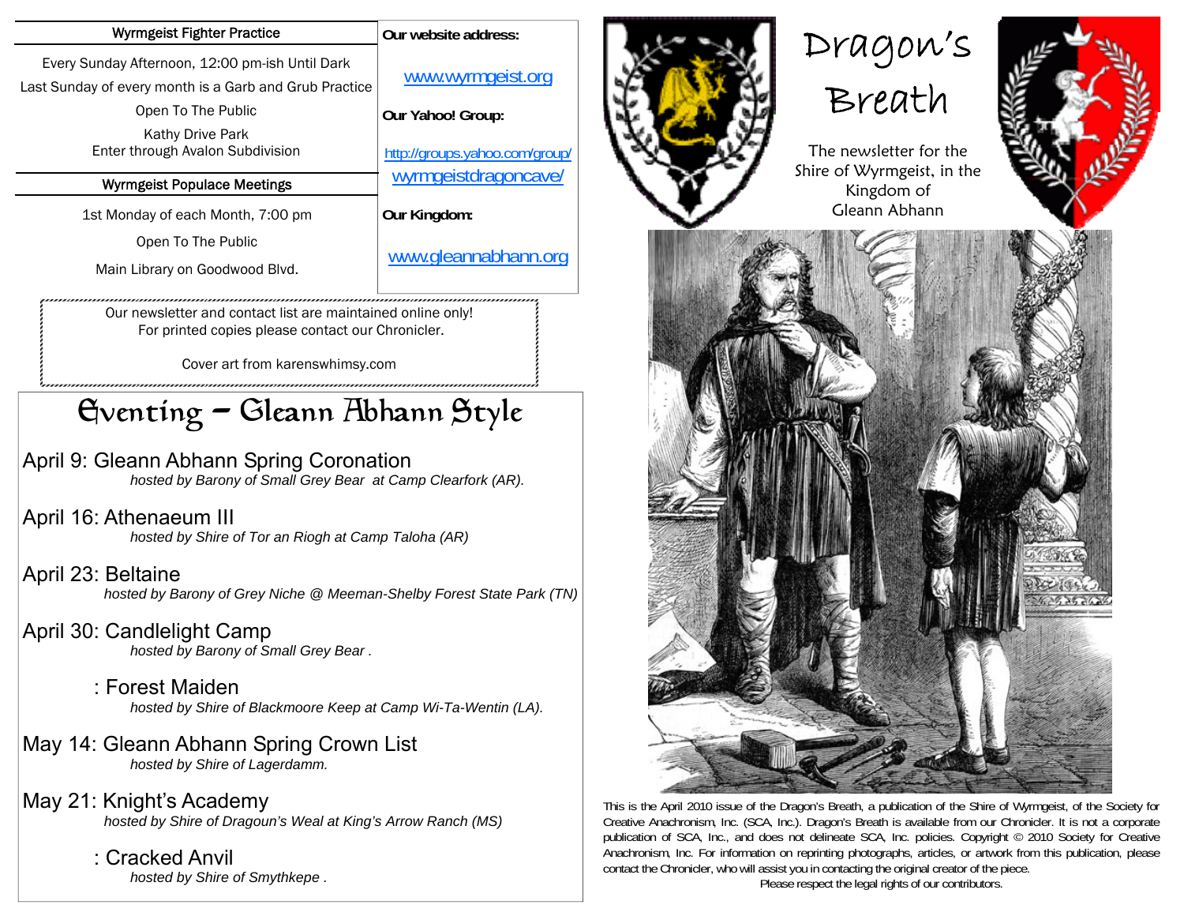# Dragon's Breath

The newsletter for the Shire of Wyrmgeist, in the Kingdom of Gleann Abhann

## Wyrmgeist Fighter Practice

Every Sunday Afternoon, 12:00 pm-ish Until Dark

Last Sunday of every month is a Garb and Grub Practice

Open To The Public

Kathy Drive Park
Enter through Avalon Subdivision

## Wyrmgeist Populace Meetings

1st Monday of each Month, 7:00 pm

Open To The Public

Main Library on Goodwood Blvd.

**Our website address:**

www.wyrmgeist.org

**Our Yahoo! Group:**

http://groups.yahoo.com/group/wyrmgeistdragoncave/

**Our Kingdom:**

www.gleannabhann.org

Our newsletter and contact list are maintained online only!
For printed copies please contact our Chronicler.

Cover art from karenswhimsy.com

## Eventing – Gleann Abhann Style

April 9: Gleann Abhann Spring Coronation
*hosted by Barony of Small Grey Bear at Camp Clearfork (AR).*

April 16: Athenaeum III
*hosted by Shire of Tor an Riogh at Camp Taloha (AR)*

April 23: Beltaine
*hosted by Barony of Grey Niche @ Meeman-Shelby Forest State Park (TN)*

April 30: Candlelight Camp
*hosted by Barony of Small Grey Bear .*

: Forest Maiden
*hosted by Shire of Blackmoore Keep at Camp Wi-Ta-Wentin (LA).*

May 14: Gleann Abhann Spring Crown List
*hosted by Shire of Lagerdamm.*

May 21: Knight's Academy
*hosted by Shire of Dragoun's Weal at King's Arrow Ranch (MS)*

: Cracked Anvil
*hosted by Shire of Smythkepe .*

This is the April 2010 issue of the Dragon's Breath, a publication of the Shire of Wyrmgeist, of the Society for Creative Anachronism, Inc. (SCA, Inc.). Dragon's Breath is available from our Chronicler. It is not a corporate publication of SCA, Inc., and does not delineate SCA, Inc. policies. Copyright © 2010 Society for Creative Anachronism, Inc. For information on reprinting photographs, articles, or artwork from this publication, please contact the Chronicler, who will assist you in contacting the original creator of the piece.

Please respect the legal rights of our contributors.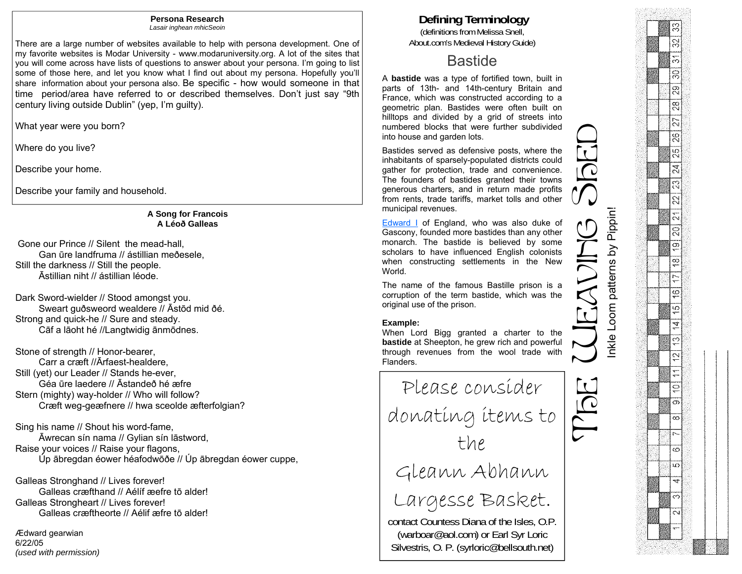## Persona Research

*Lasair inghean mhicSeoin*

There are a large number of websites available to help with persona development. One of my favorite websites is Modar University - www.modaruniversity.org. A lot of the sites that you will come across have lists of questions to answer about your persona. I'm going to list some of those here, and let you know what I find out about my persona. Hopefully you'll share information about your persona also. Be specific - how would someone in that time period/area have referred to or described themselves. Don't just say "9th century living outside Dublin" (yep, I'm guilty).

What year were you born?

Where do you live?

Describe your home.

Describe your family and household.

## A Song for Francois
**A Léoð Galleas**

Gone our Prince // Silent the mead-hall,
    Gan ūre landfruma // ástillian meðesele,
Still the darkness // Still the people.
    Āstillian niht // ástillian léode.

Dark Sword-wielder // Stood amongst you.
    Sweart guðsweord wealdere // Āstōd mid ðé.
Strong and quick-he // Sure and steady.
    Cāf a lāoht hé //Langtwidig ānmōdnes.

Stone of strength // Honor-bearer,
    Carr a cræft //Ārfaest-healdere,
Still (yet) our Leader // Stands he-ever,
    Géa ūre laedere // Āstandeð hé æfre
Stern (mighty) way-holder // Who will follow?
    Cræft weg-geæfnere // hwa sceolde æfterfolgian?

Sing his name // Shout his word-fame,
    Āwrecan sín nama // Gylian sín lāstword,
Raise your voices // Raise your flagons,
    Up ābregdan éower héafodwōðe // Úp ābregdan éower cuppe,

Galleas Stronghand // Lives forever!
    Galleas cræfthand // Aélíf æefre tō alder!
Galleas Strongheart // Lives forever!
    Galleas cræftheorte // Aélif æfre tō alder!

Ædward gearwian
6/22/05
*(used with permission)*

## Defining Terminology
(definitions from Melissa Snell, About.com's Medieval History Guide)

### Bastide

A **bastide** was a type of fortified town, built in parts of 13th- and 14th-century Britain and France, which was constructed according to a geometric plan. Bastides were often built on hilltops and divided by a grid of streets into numbered blocks that were further subdivided into house and garden lots.

Bastides served as defensive posts, where the inhabitants of sparsely-populated districts could gather for protection, trade and convenience. The founders of bastides granted their towns generous charters, and in return made profits from rents, trade tariffs, market tolls and other municipal revenues.

Edward I of England, who was also duke of Gascony, founded more bastides than any other monarch. The bastide is believed by some scholars to have influenced English colonists when constructing settlements in the New World.

The name of the famous Bastille prison is a corruption of the term bastide, which was the original use of the prison.

**Example:**
When Lord Bigg granted a charter to the **bastide** at Sheepton, he grew rich and powerful through revenues from the wool trade with Flanders.

Please consider donating items to the Gleann Abhann Largesse Basket.

contact Countess Diana of the Isles, O.P. (warboar@aol.com) or Earl Syr Loric Silvestris, O. P. (syrloric@bellsouth.net)

## The Weaving Shed
Inkle Loom patterns by Pippin!

1 2 3 4 5 6 7 8 9 10 11 12 13 14 15 16 17 18 19 20 21 22 23 24 25 26 27 28 29 30 31 32 33